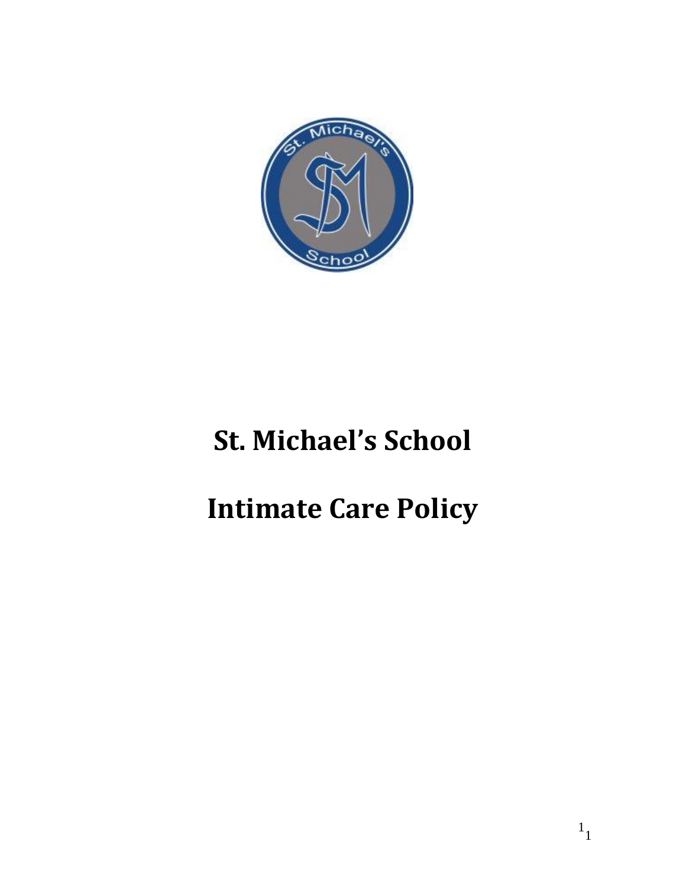# St. Michael's School

# Intimate Care Policy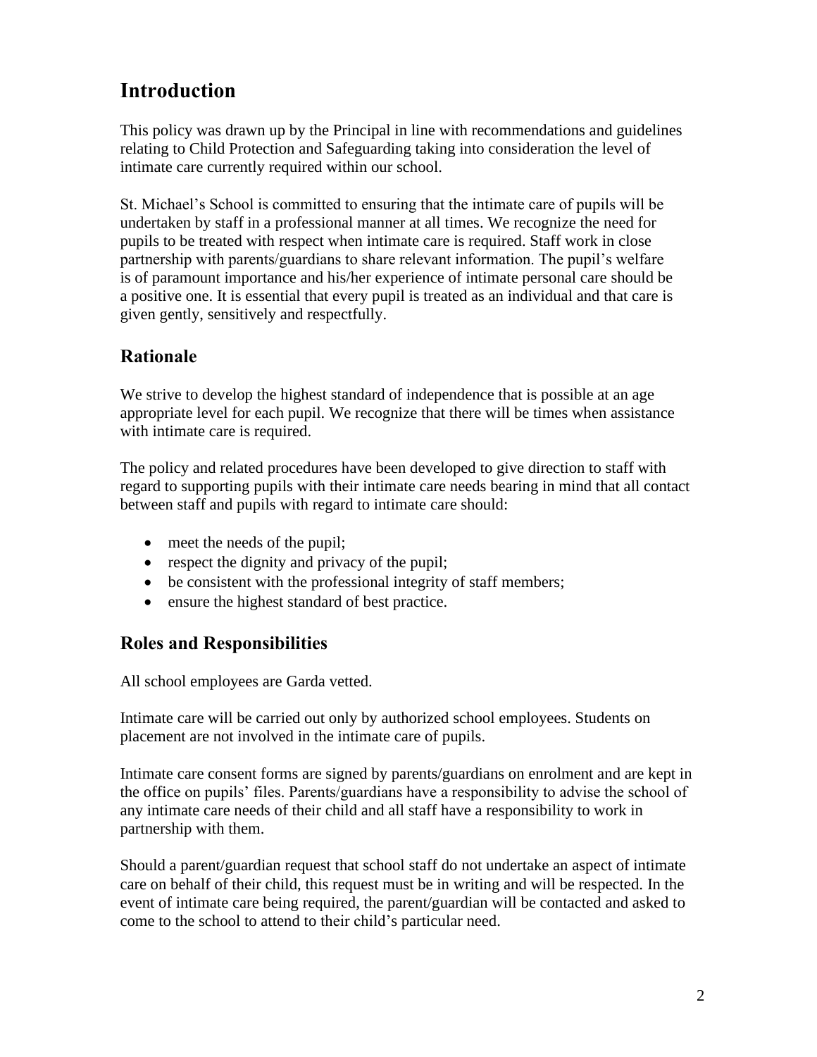# Introduction

This policy was drawn up by the Principal in line with recommendations and guidelines relating to Child Protection and Safeguarding taking into consideration the level of intimate care currently required within our school.

St. Michael's School is committed to ensuring that the intimate care of pupils will be undertaken by staff in a professional manner at all times. We recognize the need for pupils to be treated with respect when intimate care is required. Staff work in close partnership with parents/guardians to share relevant information. The pupil's welfare is of paramount importance and his/her experience of intimate personal care should be a positive one. It is essential that every pupil is treated as an individual and that care is given gently, sensitively and respectfully.

## Rationale

We strive to develop the highest standard of independence that is possible at an age appropriate level for each pupil. We recognize that there will be times when assistance with intimate care is required.

The policy and related procedures have been developed to give direction to staff with regard to supporting pupils with their intimate care needs bearing in mind that all contact between staff and pupils with regard to intimate care should:

- meet the needs of the pupil;
- respect the dignity and privacy of the pupil;
- be consistent with the professional integrity of staff members;
- ensure the highest standard of best practice.

## Roles and Responsibilities

All school employees are Garda vetted.

Intimate care will be carried out only by authorized school employees. Students on placement are not involved in the intimate care of pupils.

Intimate care consent forms are signed by parents/guardians on enrolment and are kept in the office on pupils' files. Parents/guardians have a responsibility to advise the school of any intimate care needs of their child and all staff have a responsibility to work in partnership with them.

Should a parent/guardian request that school staff do not undertake an aspect of intimate care on behalf of their child, this request must be in writing and will be respected. In the event of intimate care being required, the parent/guardian will be contacted and asked to come to the school to attend to their child's particular need.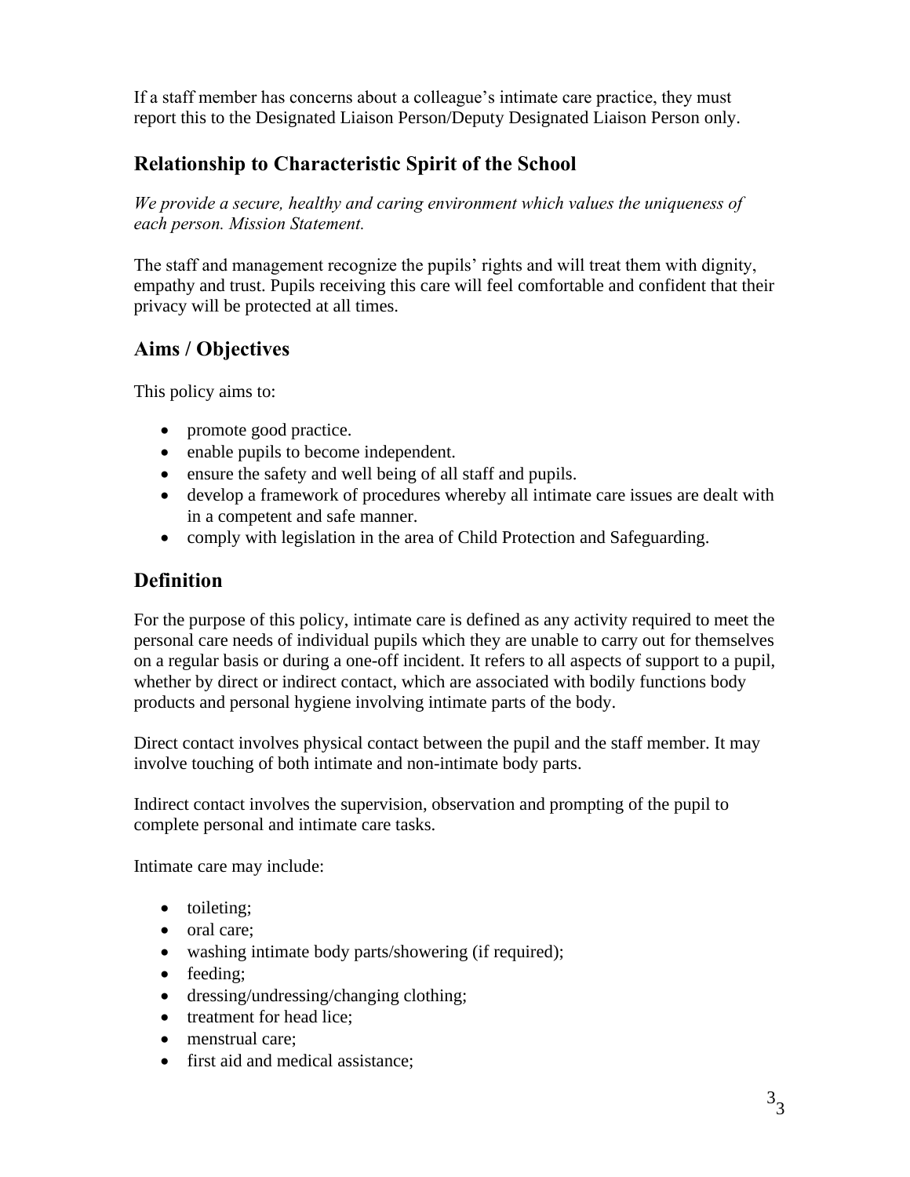If a staff member has concerns about a colleague's intimate care practice, they must report this to the Designated Liaison Person/Deputy Designated Liaison Person only.

## Relationship to Characteristic Spirit of the School

*We provide a secure, healthy and caring environment which values the uniqueness of each person. Mission Statement.*

The staff and management recognize the pupils' rights and will treat them with dignity, empathy and trust. Pupils receiving this care will feel comfortable and confident that their privacy will be protected at all times.

## Aims / Objectives

This policy aims to:

- promote good practice.
- enable pupils to become independent.
- ensure the safety and well being of all staff and pupils.
- develop a framework of procedures whereby all intimate care issues are dealt with in a competent and safe manner.
- comply with legislation in the area of Child Protection and Safeguarding.

## Definition

For the purpose of this policy, intimate care is defined as any activity required to meet the personal care needs of individual pupils which they are unable to carry out for themselves on a regular basis or during a one-off incident. It refers to all aspects of support to a pupil, whether by direct or indirect contact, which are associated with bodily functions body products and personal hygiene involving intimate parts of the body.

Direct contact involves physical contact between the pupil and the staff member. It may involve touching of both intimate and non-intimate body parts.

Indirect contact involves the supervision, observation and prompting of the pupil to complete personal and intimate care tasks.

Intimate care may include:

- toileting;
- oral care;
- washing intimate body parts/showering (if required);
- feeding;
- dressing/undressing/changing clothing;
- treatment for head lice;
- menstrual care;
- first aid and medical assistance;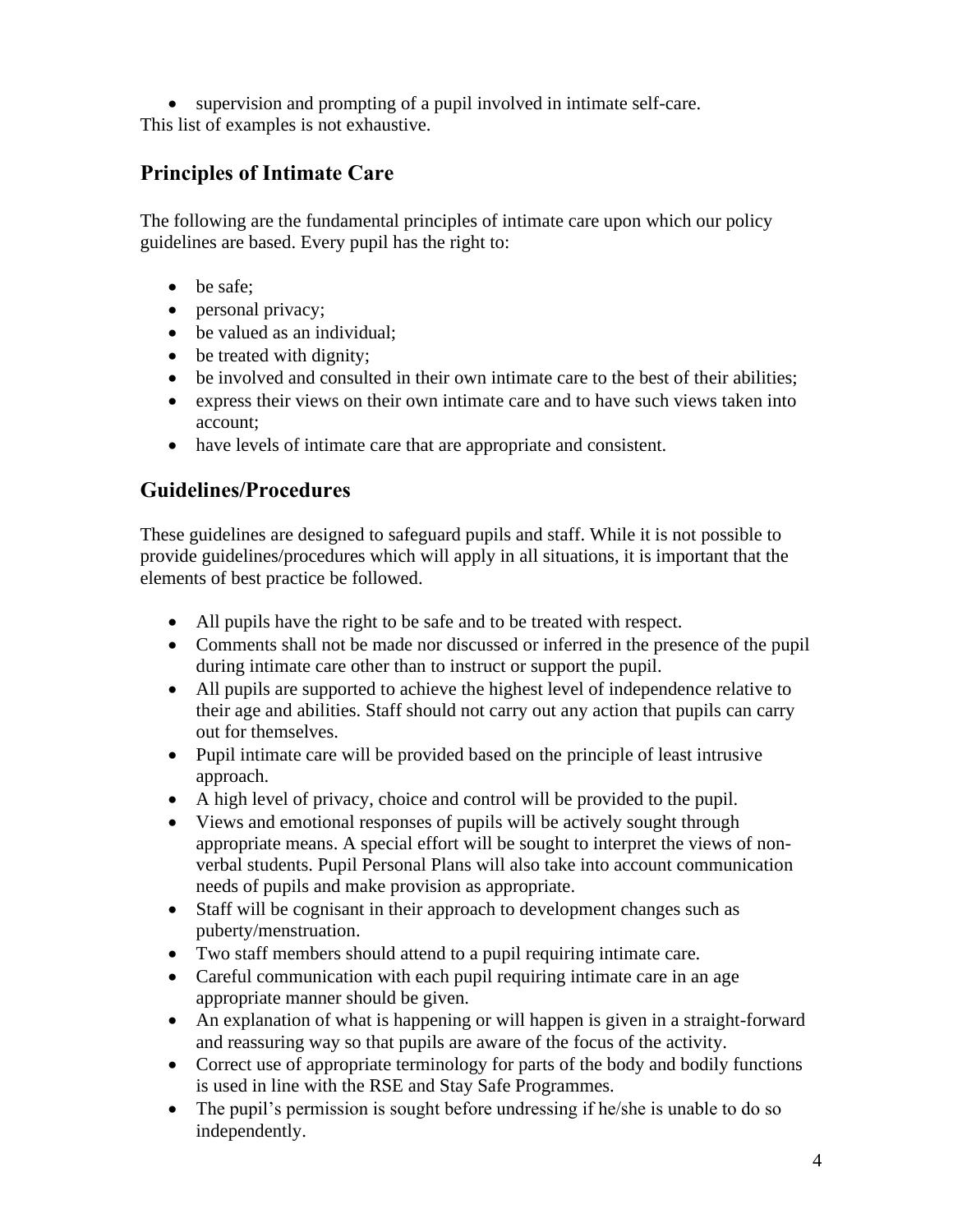- supervision and prompting of a pupil involved in intimate self-care.

This list of examples is not exhaustive.

## Principles of Intimate Care

The following are the fundamental principles of intimate care upon which our policy guidelines are based. Every pupil has the right to:

- be safe;
- personal privacy;
- be valued as an individual;
- be treated with dignity;
- be involved and consulted in their own intimate care to the best of their abilities;
- express their views on their own intimate care and to have such views taken into account;
- have levels of intimate care that are appropriate and consistent.

## Guidelines/Procedures

These guidelines are designed to safeguard pupils and staff. While it is not possible to provide guidelines/procedures which will apply in all situations, it is important that the elements of best practice be followed.

- All pupils have the right to be safe and to be treated with respect.
- Comments shall not be made nor discussed or inferred in the presence of the pupil during intimate care other than to instruct or support the pupil.
- All pupils are supported to achieve the highest level of independence relative to their age and abilities. Staff should not carry out any action that pupils can carry out for themselves.
- Pupil intimate care will be provided based on the principle of least intrusive approach.
- A high level of privacy, choice and control will be provided to the pupil.
- Views and emotional responses of pupils will be actively sought through appropriate means. A special effort will be sought to interpret the views of non-verbal students. Pupil Personal Plans will also take into account communication needs of pupils and make provision as appropriate.
- Staff will be cognisant in their approach to development changes such as puberty/menstruation.
- Two staff members should attend to a pupil requiring intimate care.
- Careful communication with each pupil requiring intimate care in an age appropriate manner should be given.
- An explanation of what is happening or will happen is given in a straight-forward and reassuring way so that pupils are aware of the focus of the activity.
- Correct use of appropriate terminology for parts of the body and bodily functions is used in line with the RSE and Stay Safe Programmes.
- The pupil's permission is sought before undressing if he/she is unable to do so independently.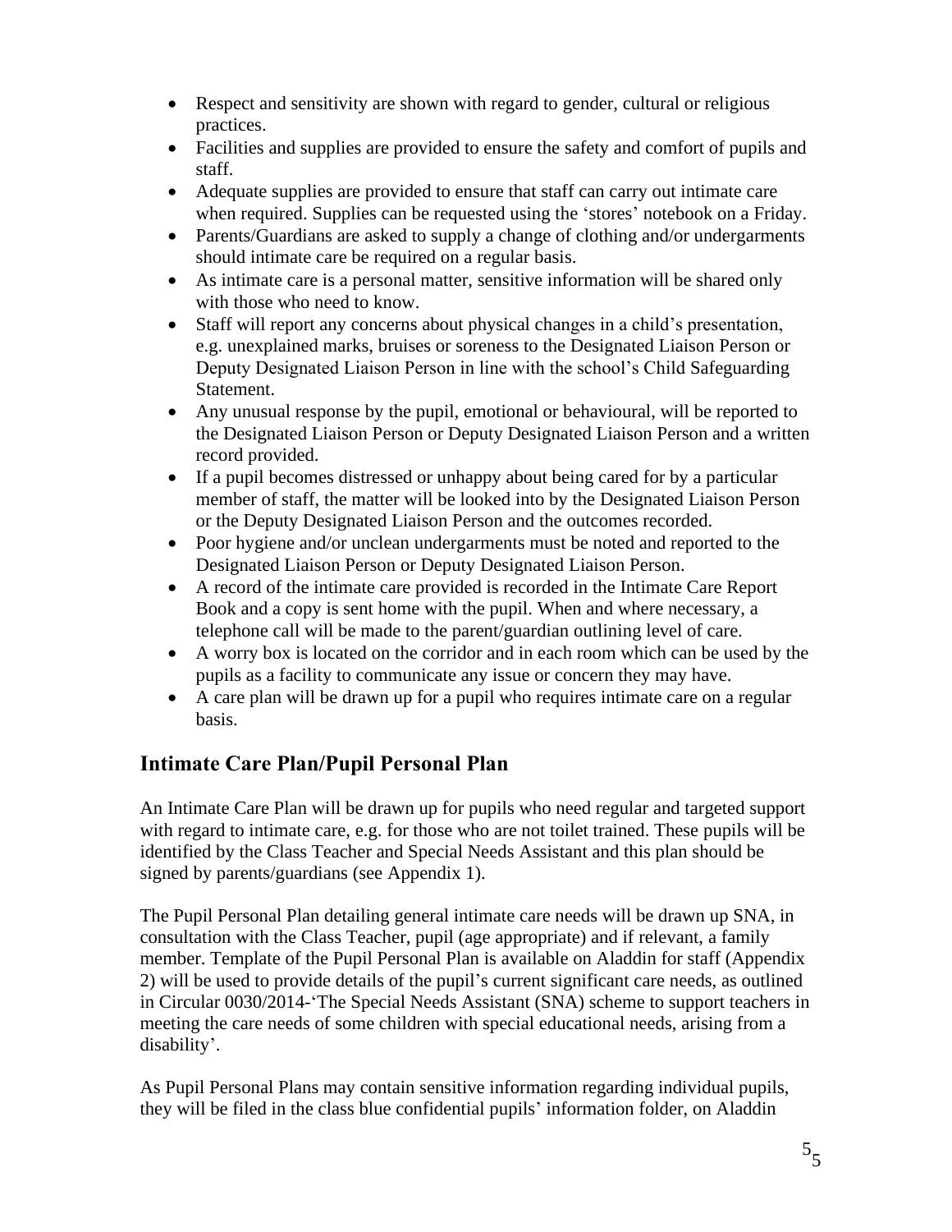- Respect and sensitivity are shown with regard to gender, cultural or religious practices.
- Facilities and supplies are provided to ensure the safety and comfort of pupils and staff.
- Adequate supplies are provided to ensure that staff can carry out intimate care when required. Supplies can be requested using the 'stores' notebook on a Friday.
- Parents/Guardians are asked to supply a change of clothing and/or undergarments should intimate care be required on a regular basis.
- As intimate care is a personal matter, sensitive information will be shared only with those who need to know.
- Staff will report any concerns about physical changes in a child's presentation, e.g. unexplained marks, bruises or soreness to the Designated Liaison Person or Deputy Designated Liaison Person in line with the school's Child Safeguarding Statement.
- Any unusual response by the pupil, emotional or behavioural, will be reported to the Designated Liaison Person or Deputy Designated Liaison Person and a written record provided.
- If a pupil becomes distressed or unhappy about being cared for by a particular member of staff, the matter will be looked into by the Designated Liaison Person or the Deputy Designated Liaison Person and the outcomes recorded.
- Poor hygiene and/or unclean undergarments must be noted and reported to the Designated Liaison Person or Deputy Designated Liaison Person.
- A record of the intimate care provided is recorded in the Intimate Care Report Book and a copy is sent home with the pupil. When and where necessary, a telephone call will be made to the parent/guardian outlining level of care.
- A worry box is located on the corridor and in each room which can be used by the pupils as a facility to communicate any issue or concern they may have.
- A care plan will be drawn up for a pupil who requires intimate care on a regular basis.

## Intimate Care Plan/Pupil Personal Plan

An Intimate Care Plan will be drawn up for pupils who need regular and targeted support with regard to intimate care, e.g. for those who are not toilet trained. These pupils will be identified by the Class Teacher and Special Needs Assistant and this plan should be signed by parents/guardians (see Appendix 1).

The Pupil Personal Plan detailing general intimate care needs will be drawn up SNA, in consultation with the Class Teacher, pupil (age appropriate) and if relevant, a family member. Template of the Pupil Personal Plan is available on Aladdin for staff (Appendix 2) will be used to provide details of the pupil's current significant care needs, as outlined in Circular 0030/2014-'The Special Needs Assistant (SNA) scheme to support teachers in meeting the care needs of some children with special educational needs, arising from a disability'.

As Pupil Personal Plans may contain sensitive information regarding individual pupils, they will be filed in the class blue confidential pupils' information folder, on Aladdin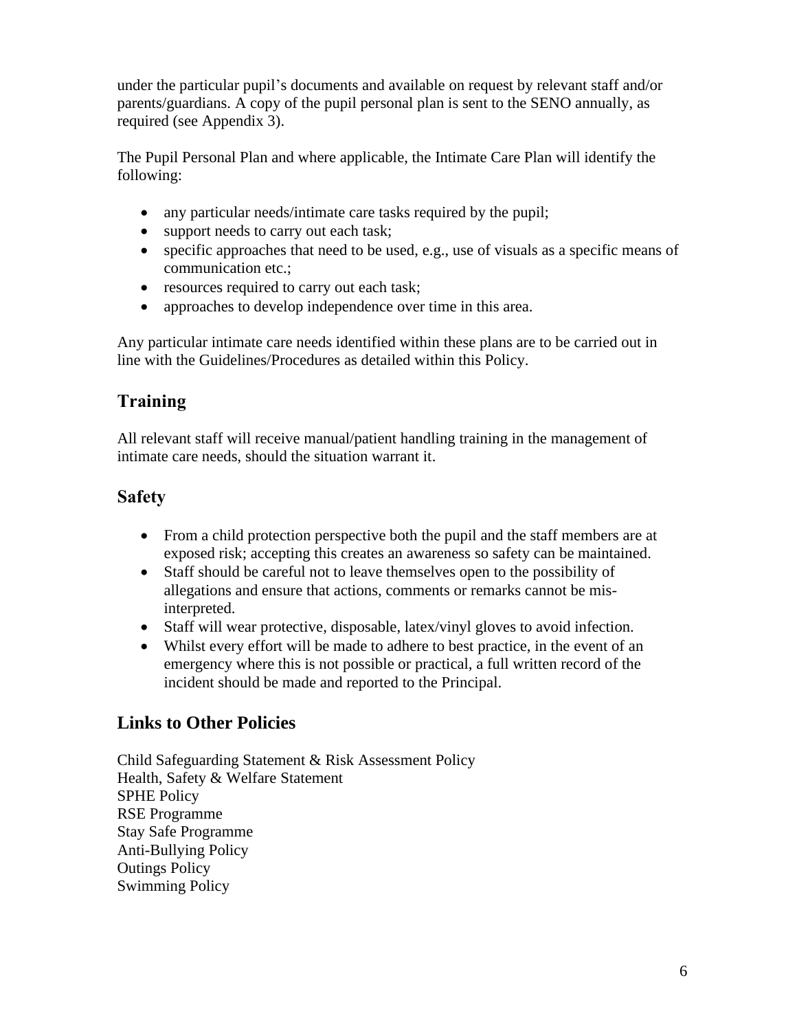under the particular pupil's documents and available on request by relevant staff and/or parents/guardians. A copy of the pupil personal plan is sent to the SENO annually, as required (see Appendix 3).

The Pupil Personal Plan and where applicable, the Intimate Care Plan will identify the following:

- any particular needs/intimate care tasks required by the pupil;
- support needs to carry out each task;
- specific approaches that need to be used, e.g., use of visuals as a specific means of communication etc.;
- resources required to carry out each task;
- approaches to develop independence over time in this area.

Any particular intimate care needs identified within these plans are to be carried out in line with the Guidelines/Procedures as detailed within this Policy.

## Training

All relevant staff will receive manual/patient handling training in the management of intimate care needs, should the situation warrant it.

## Safety

- From a child protection perspective both the pupil and the staff members are at exposed risk; accepting this creates an awareness so safety can be maintained.
- Staff should be careful not to leave themselves open to the possibility of allegations and ensure that actions, comments or remarks cannot be mis-interpreted.
- Staff will wear protective, disposable, latex/vinyl gloves to avoid infection.
- Whilst every effort will be made to adhere to best practice, in the event of an emergency where this is not possible or practical, a full written record of the incident should be made and reported to the Principal.

## Links to Other Policies

Child Safeguarding Statement & Risk Assessment Policy
Health, Safety & Welfare Statement
SPHE Policy
RSE Programme
Stay Safe Programme
Anti-Bullying Policy
Outings Policy
Swimming Policy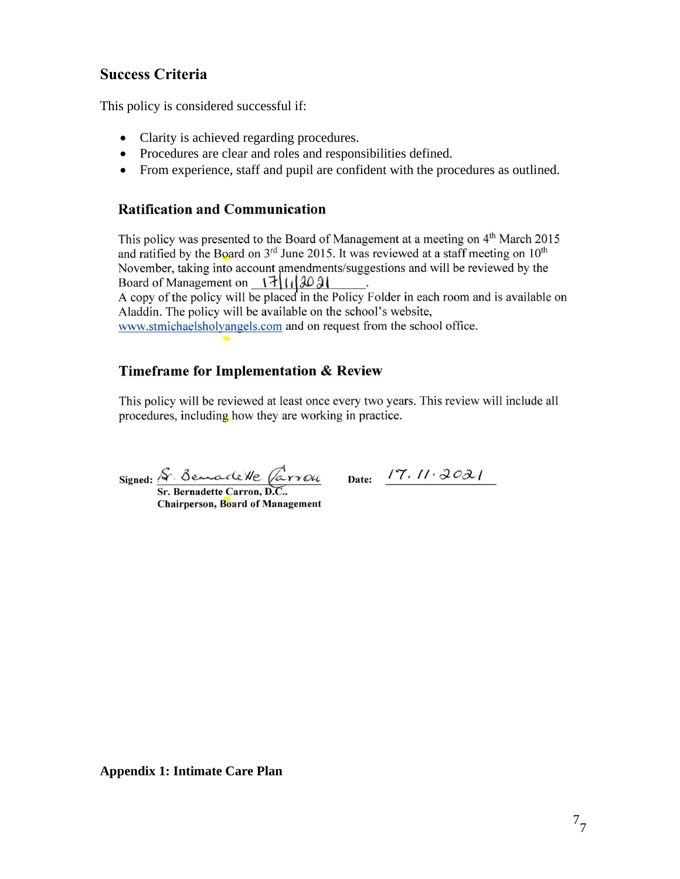## Success Criteria

This policy is considered successful if:

- Clarity is achieved regarding procedures.
- Procedures are clear and roles and responsibilities defined.
- From experience, staff and pupil are confident with the procedures as outlined.

## Ratification and Communication

This policy was presented to the Board of Management at a meeting on 4th March 2015 and ratified by the Board on 3rd June 2015. It was reviewed at a staff meeting on 10th November, taking into account amendments/suggestions and will be reviewed by the Board of Management on 17/11/2021.

A copy of the policy will be placed in the Policy Folder in each room and is available on Aladdin. The policy will be available on the school's website, www.stmichaelsholyangels.com and on request from the school office.

## Timeframe for Implementation & Review

This policy will be reviewed at least once every two years. This review will include all procedures, including how they are working in practice.

**Signed:** Sr. Bernadette Carron **Date:** 17.11.2021

**Sr. Bernadette Carron, D.C..**
**Chairperson, Board of Management**

**Appendix 1: Intimate Care Plan**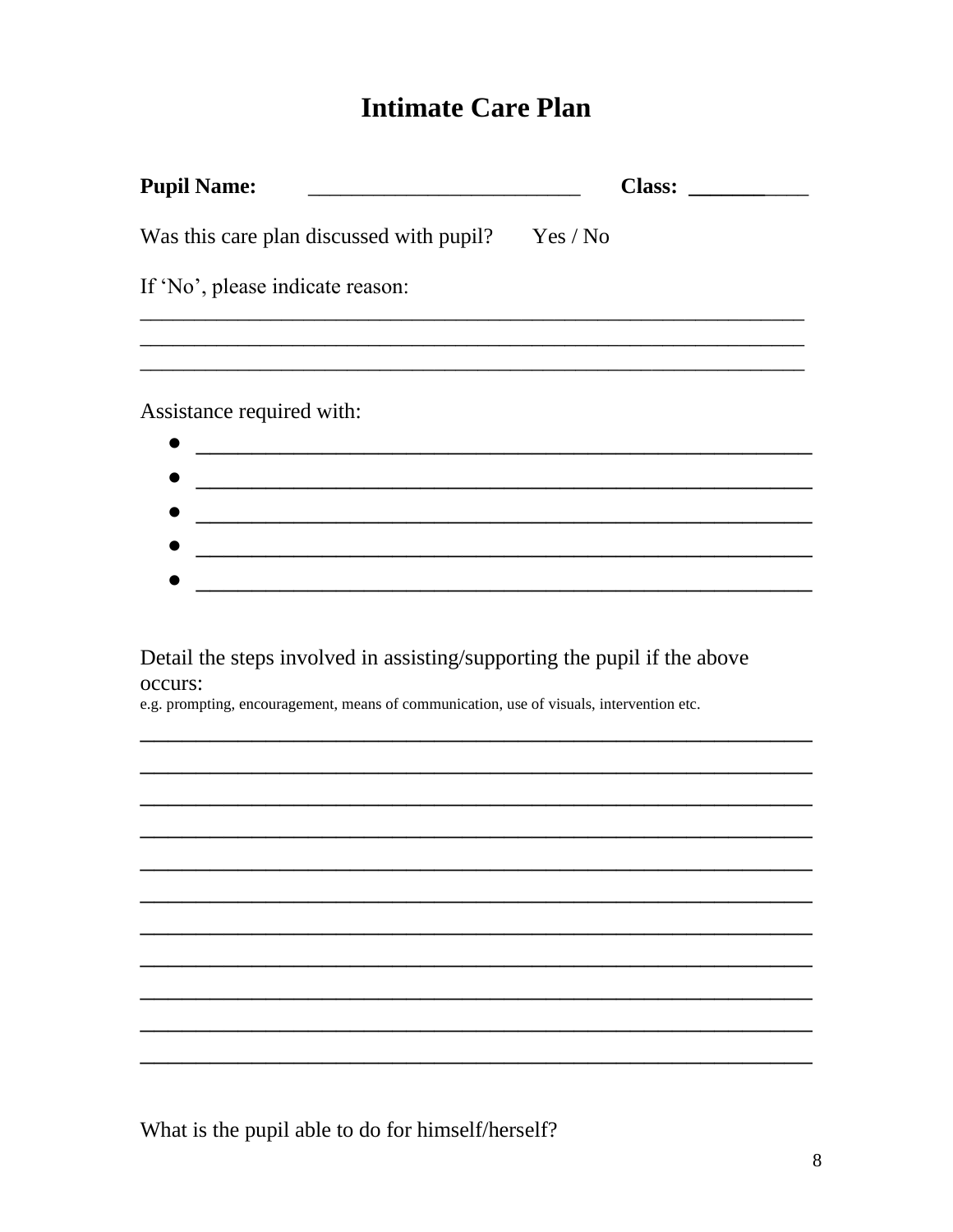# Intimate Care Plan

**Pupil Name:** _________________________ **Class:** ___________

Was this care plan discussed with pupil? Yes / No

If 'No', please indicate reason:

_______________________________________________________________
_______________________________________________________________
_______________________________________________________________

Assistance required with:

- _________________________________________________________
- _________________________________________________________
- _________________________________________________________
- _________________________________________________________
- _________________________________________________________

Detail the steps involved in assisting/supporting the pupil if the above occurs:

e.g. prompting, encouragement, means of communication, use of visuals, intervention etc.

_______________________________________________________________
_______________________________________________________________
_______________________________________________________________
_______________________________________________________________
_______________________________________________________________
_______________________________________________________________
_______________________________________________________________
_______________________________________________________________
_______________________________________________________________
_______________________________________________________________
_______________________________________________________________

What is the pupil able to do for himself/herself?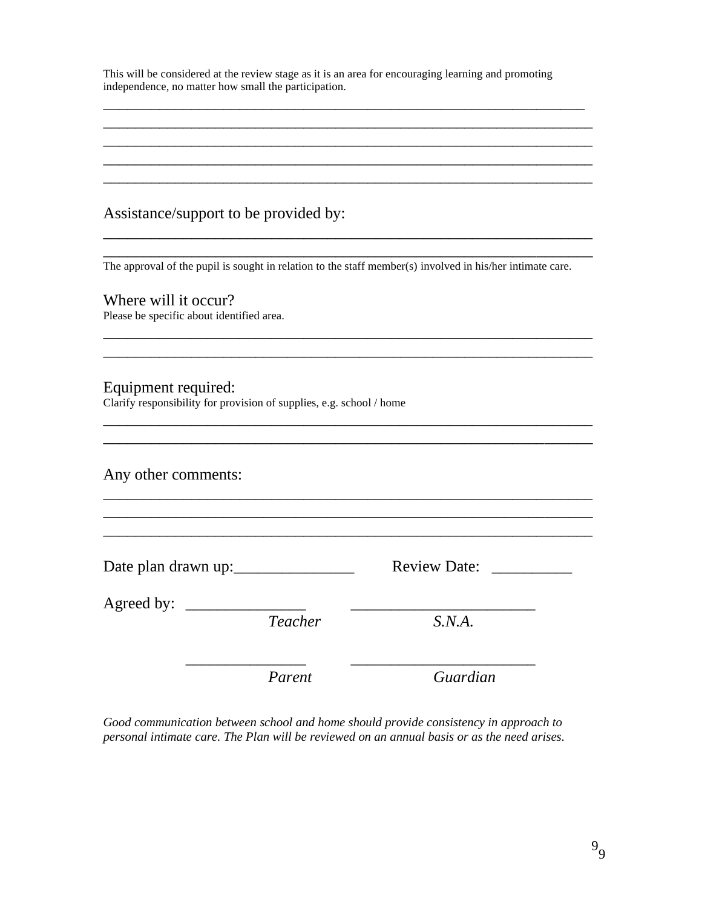This will be considered at the review stage as it is an area for encouraging learning and promoting independence, no matter how small the participation.

________________________________________________________________________
________________________________________________________________________
________________________________________________________________________
________________________________________________________________________
________________________________________________________________________

Assistance/support to be provided by:

________________________________________________________________________
________________________________________________________________________

The approval of the pupil is sought in relation to the staff member(s) involved in his/her intimate care.

Where will it occur?

Please be specific about identified area.

________________________________________________________________________
________________________________________________________________________

Equipment required:

Clarify responsibility for provision of supplies, e.g. school / home

________________________________________________________________________
________________________________________________________________________

Any other comments:

________________________________________________________________________
________________________________________________________________________
________________________________________________________________________

Date plan drawn up:_______________ Review Date: __________

Agreed by: _______________ _______________________

*Teacher* *S.N.A.*

_______________ _______________________

*Parent* *Guardian*

*Good communication between school and home should provide consistency in approach to personal intimate care. The Plan will be reviewed on an annual basis or as the need arises.*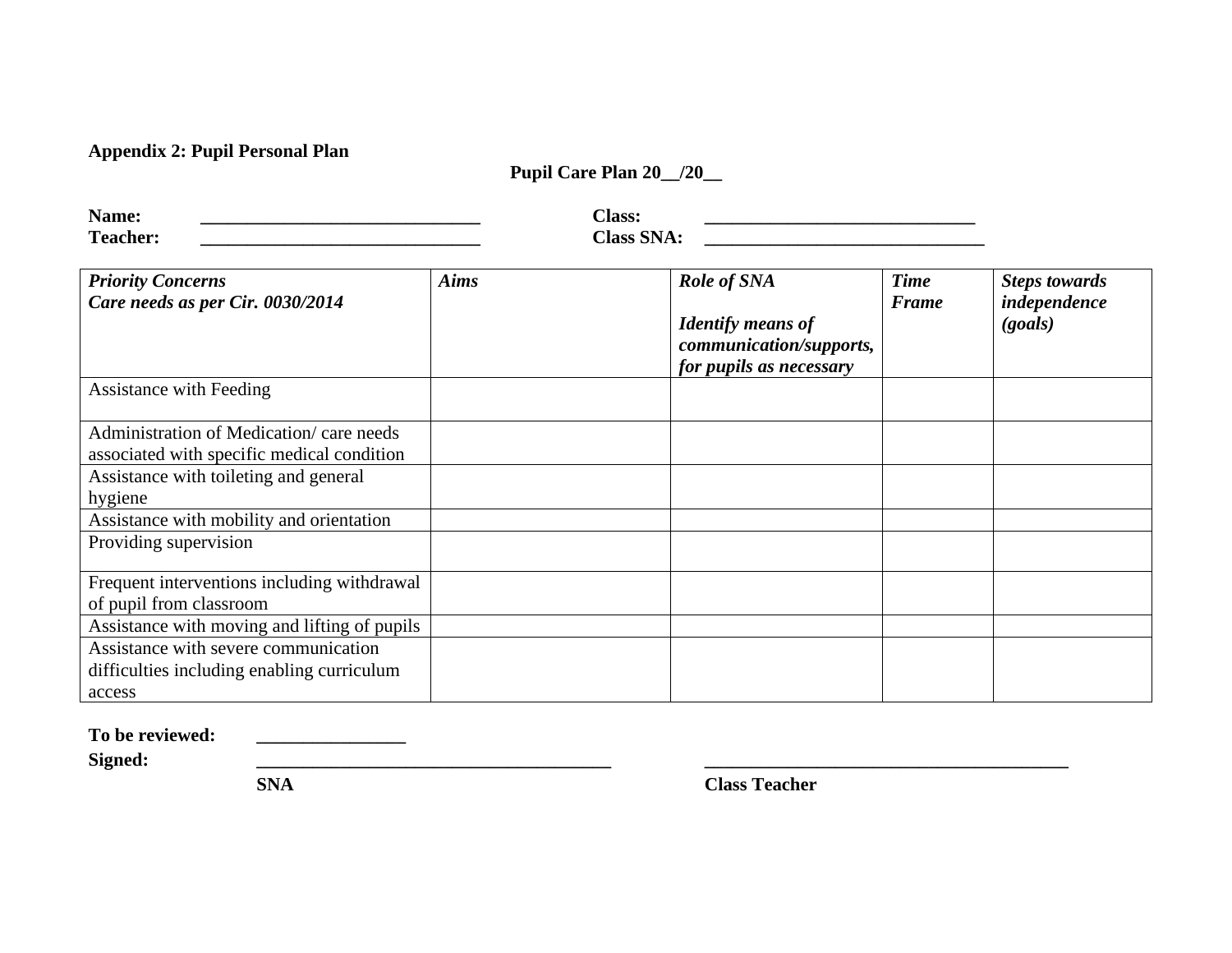**Appendix 2: Pupil Personal Plan**

**Pupil Care Plan 20__/20__**

**Name:** ______________________________ **Class:** ____________________________

**Teacher:** ______________________________ **Class SNA:** ______________________________

| ***Priority Concerns*** ***Care needs as per Cir. 0030/2014*** | ***Aims*** | ***Role of SNA*** ***Identify means of communication/supports, for pupils as necessary*** | ***Time Frame*** | ***Steps towards independence (goals)*** |
|---|---|---|---|---|
| Assistance with Feeding | | | | |
| Administration of Medication/ care needs associated with specific medical condition | | | | |
| Assistance with toileting and general hygiene | | | | |
| Assistance with mobility and orientation | | | | |
| Providing supervision | | | | |
| Frequent interventions including withdrawal of pupil from classroom | | | | |
| Assistance with moving and lifting of pupils | | | | |
| Assistance with severe communication difficulties including enabling curriculum access | | | | |

**To be reviewed:** ________________

**Signed:** ______________________________________ ________________________________________

**SNA** **Class Teacher**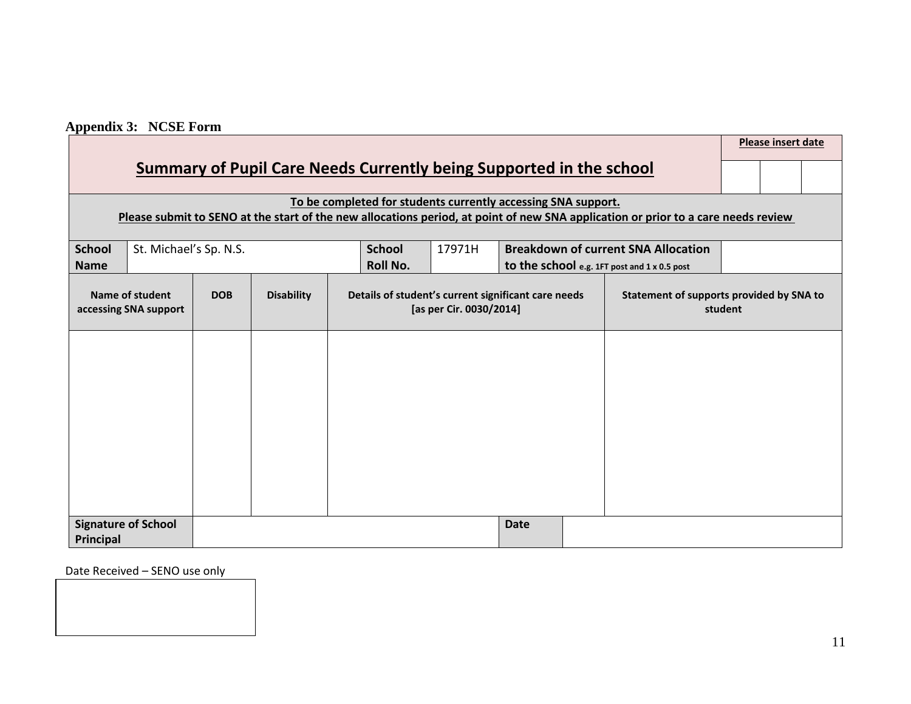**Appendix 3: NCSE Form**

| | | | | | | | |
|---|---|---|---|---|---|---|---|
| **Summary of Pupil Care Needs Currently being Supported in the school** | | | | | | **Please insert date** | |
| **To be completed for students currently accessing SNA support. Please submit to SENO at the start of the new allocations period, at point of new SNA application or prior to a care needs review** | | | | | | | |
| **School Name** | St. Michael's Sp. N.S. | **School Roll No.** | 17971H | **Breakdown of current SNA Allocation to the school** e.g. 1FT post and 1 x 0.5 post | | | |
| **Name of student accessing SNA support** | **DOB** | **Disability** | **Details of student's current significant care needs [as per Cir. 0030/2014]** | | | **Statement of supports provided by SNA to student** | |
| | | | | | | | |
| **Signature of School Principal** | | | | **Date** | | | |

Date Received – SENO use only

| |
|---|
| |